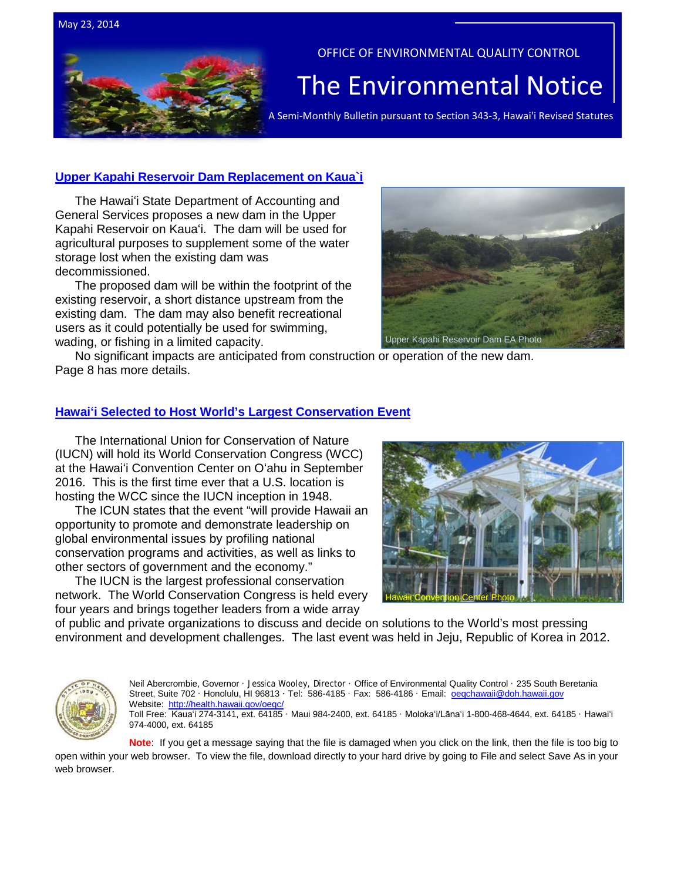May 23, 2014

OFFICE OF ENVIRONMENTAL QUALITY CONTROL

# The Environmental Notice

A Semi-Monthly Bulletin pursuant to Section 343-3, Hawai'i Revised Statutes

## Upper Kapahi Reservoir Dam Replacement on Kaua`i

The Hawaiʻi State Department of Accounting and General Services proposes a new dam in the Upper Kapahi Reservoir on Kauaʻi. The dam will be used for agricultural purposes to supplement some of the water storage lost when the existing dam was decommissioned.

The proposed dam will be within the footprint of the existing reservoir, a short distance upstream from the existing dam. The dam may also benefit recreational users as it could potentially be used for swimming, wading, or fishing in a limited capacity.

Upper Kapahi Reservoir Dam EA Photo

No significant impacts are anticipated from construction or operation of the new dam. Page 8 has more details.

## Hawaiʻi Selected to Host World's Largest Conservation Event

The International Union for Conservation of Nature (IUCN) will hold its World Conservation Congress (WCC) at the Hawaiʻi Convention Center on Oʻahu in September 2016. This is the first time ever that a U.S. location is hosting the WCC since the IUCN inception in 1948.

The ICUN states that the event "will provide Hawaii an opportunity to promote and demonstrate leadership on global environmental issues by profiling national conservation programs and activities, as well as links to other sectors of government and the economy."

The IUCN is the largest professional conservation network. The World Conservation Congress is held every four years and brings together leaders from a wide array of public and private organizations to discuss and decide on solutions to the World's most pressing environment and development challenges. The last event was held in Jeju, Republic of Korea in 2012.

Hawaii Convention Center Photo

Neil Abercrombie, Governor · Jessica Wooley, Director · Office of Environmental Quality Control · 235 South Beretania Street, Suite 702 · Honolulu, HI 96813 · Tel: 586-4185 · Fax: 586-4186 · Email: oeqchawaii@doh.hawaii.gov
Website: http://health.hawaii.gov/oeqc/
Toll Free: Kauaʻi 274-3141, ext. 64185 · Maui 984-2400, ext. 64185 · Molokaʻi/Lānaʻi 1-800-468-4644, ext. 64185 · Hawaiʻi 974-4000, ext. 64185

**Note**: If you get a message saying that the file is damaged when you click on the link, then the file is too big to open within your web browser. To view the file, download directly to your hard drive by going to File and select Save As in your web browser.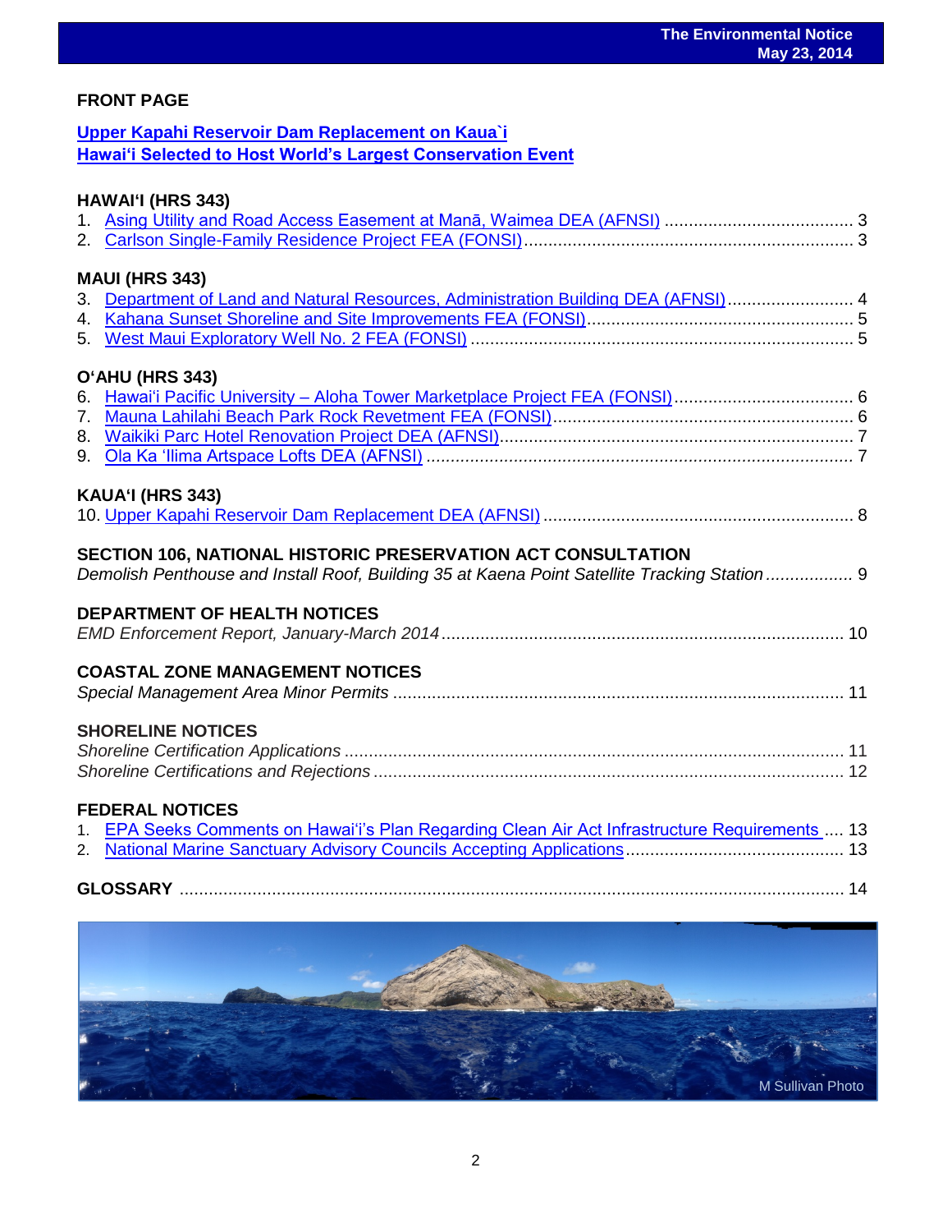## FRONT PAGE

**Upper Kapahi Reservoir Dam Replacement on Kaua`i**
**Hawai'i Selected to Host World's Largest Conservation Event**

## HAWAI'I (HRS 343)

1. Asing Utility and Road Access Easement at Manā, Waimea DEA (AFNSI) ....... 3
2. Carlson Single-Family Residence Project FEA (FONSI) ....... 3

## MAUI (HRS 343)

3. Department of Land and Natural Resources, Administration Building DEA (AFNSI) ....... 4
4. Kahana Sunset Shoreline and Site Improvements FEA (FONSI) ....... 5
5. West Maui Exploratory Well No. 2 FEA (FONSI) ....... 5

## O'AHU (HRS 343)

6. Hawai'i Pacific University – Aloha Tower Marketplace Project FEA (FONSI) ....... 6
7. Mauna Lahilahi Beach Park Rock Revetment FEA (FONSI) ....... 6
8. Waikiki Parc Hotel Renovation Project DEA (AFNSI) ....... 7
9. Ola Ka 'Ilima Artspace Lofts DEA (AFNSI) ....... 7

## KAUA'I (HRS 343)

10. Upper Kapahi Reservoir Dam Replacement DEA (AFNSI) ....... 8

## SECTION 106, NATIONAL HISTORIC PRESERVATION ACT CONSULTATION

*Demolish Penthouse and Install Roof, Building 35 at Kaena Point Satellite Tracking Station* ....... 9

## DEPARTMENT OF HEALTH NOTICES

*EMD Enforcement Report, January-March 2014* ....... 10

## COASTAL ZONE MANAGEMENT NOTICES

*Special Management Area Minor Permits* ....... 11

## SHORELINE NOTICES

*Shoreline Certification Applications* ....... 11
*Shoreline Certifications and Rejections* ....... 12

## FEDERAL NOTICES

1. EPA Seeks Comments on Hawai'i's Plan Regarding Clean Air Act Infrastructure Requirements ....... 13
2. National Marine Sanctuary Advisory Councils Accepting Applications ....... 13

## GLOSSARY ....... 14

M Sullivan Photo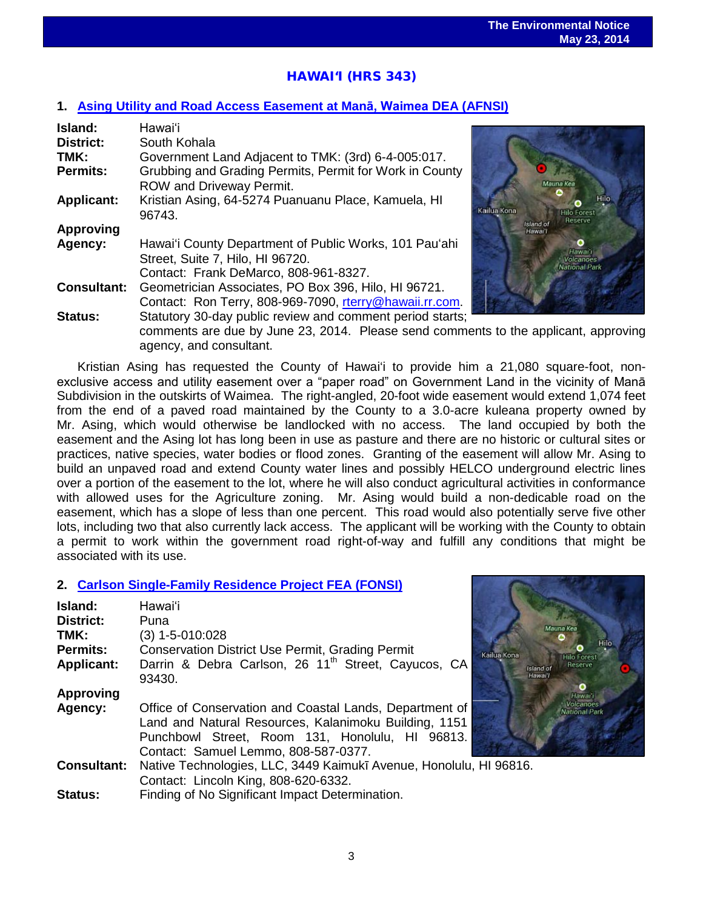## HAWAIʻI (HRS 343)

### 1. Asing Utility and Road Access Easement at Manā, Waimea DEA (AFNSI)

**Island:** Hawaiʻi
**District:** South Kohala
**TMK:** Government Land Adjacent to TMK: (3rd) 6-4-005:017.
**Permits:** Grubbing and Grading Permits, Permit for Work in County ROW and Driveway Permit.
**Applicant:** Kristian Asing, 64-5274 Puanuanu Place, Kamuela, HI 96743.
**Approving Agency:** Hawaiʻi County Department of Public Works, 101 Pauʻahi Street, Suite 7, Hilo, HI 96720. Contact: Frank DeMarco, 808-961-8327.
**Consultant:** Geometrician Associates, PO Box 396, Hilo, HI 96721. Contact: Ron Terry, 808-969-7090, rterry@hawaii.rr.com.
**Status:** Statutory 30-day public review and comment period starts; comments are due by June 23, 2014. Please send comments to the applicant, approving agency, and consultant.

Kristian Asing has requested the County of Hawaiʻi to provide him a 21,080 square-foot, non-exclusive access and utility easement over a "paper road" on Government Land in the vicinity of Manā Subdivision in the outskirts of Waimea. The right-angled, 20-foot wide easement would extend 1,074 feet from the end of a paved road maintained by the County to a 3.0-acre kuleana property owned by Mr. Asing, which would otherwise be landlocked with no access. The land occupied by both the easement and the Asing lot has long been in use as pasture and there are no historic or cultural sites or practices, native species, water bodies or flood zones. Granting of the easement will allow Mr. Asing to build an unpaved road and extend County water lines and possibly HELCO underground electric lines over a portion of the easement to the lot, where he will also conduct agricultural activities in conformance with allowed uses for the Agriculture zoning. Mr. Asing would build a non-dedicable road on the easement, which has a slope of less than one percent. This road would also potentially serve five other lots, including two that also currently lack access. The applicant will be working with the County to obtain a permit to work within the government road right-of-way and fulfill any conditions that might be associated with its use.

### 2. Carlson Single-Family Residence Project FEA (FONSI)

**Island:** Hawaiʻi
**District:** Puna
**TMK:** (3) 1-5-010:028
**Permits:** Conservation District Use Permit, Grading Permit
**Applicant:** Darrin & Debra Carlson, 26 11th Street, Cayucos, CA 93430.
**Approving Agency:** Office of Conservation and Coastal Lands, Department of Land and Natural Resources, Kalanimoku Building, 1151 Punchbowl Street, Room 131, Honolulu, HI 96813. Contact: Samuel Lemmo, 808-587-0377.
**Consultant:** Native Technologies, LLC, 3449 Kaimukī Avenue, Honolulu, HI 96816. Contact: Lincoln King, 808-620-6332.
**Status:** Finding of No Significant Impact Determination.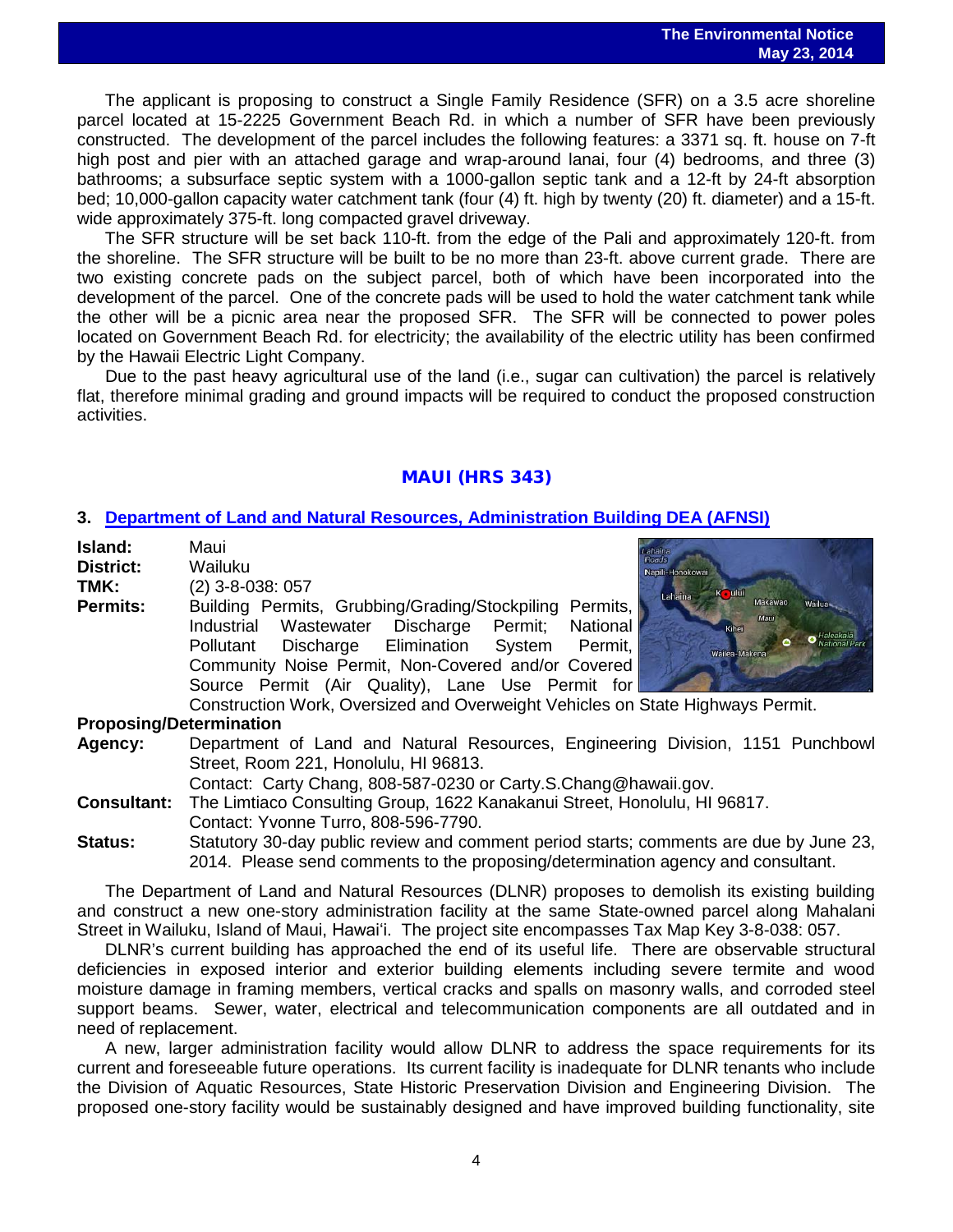The applicant is proposing to construct a Single Family Residence (SFR) on a 3.5 acre shoreline parcel located at 15-2225 Government Beach Rd. in which a number of SFR have been previously constructed. The development of the parcel includes the following features: a 3371 sq. ft. house on 7-ft high post and pier with an attached garage and wrap-around lanai, four (4) bedrooms, and three (3) bathrooms; a subsurface septic system with a 1000-gallon septic tank and a 12-ft by 24-ft absorption bed; 10,000-gallon capacity water catchment tank (four (4) ft. high by twenty (20) ft. diameter) and a 15-ft. wide approximately 375-ft. long compacted gravel driveway.

The SFR structure will be set back 110-ft. from the edge of the Pali and approximately 120-ft. from the shoreline. The SFR structure will be built to be no more than 23-ft. above current grade. There are two existing concrete pads on the subject parcel, both of which have been incorporated into the development of the parcel. One of the concrete pads will be used to hold the water catchment tank while the other will be a picnic area near the proposed SFR. The SFR will be connected to power poles located on Government Beach Rd. for electricity; the availability of the electric utility has been confirmed by the Hawaii Electric Light Company.

Due to the past heavy agricultural use of the land (i.e., sugar can cultivation) the parcel is relatively flat, therefore minimal grading and ground impacts will be required to conduct the proposed construction activities.

## MAUI (HRS 343)

### 3. Department of Land and Natural Resources, Administration Building DEA (AFNSI)

**Island:** Maui
**District:** Wailuku
**TMK:** (2) 3-8-038: 057
**Permits:** Building Permits, Grubbing/Grading/Stockpiling Permits, Industrial Wastewater Discharge Permit; National Pollutant Discharge Elimination System Permit, Community Noise Permit, Non-Covered and/or Covered Source Permit (Air Quality), Lane Use Permit for Construction Work, Oversized and Overweight Vehicles on State Highways Permit.

**Proposing/Determination**
**Agency:** Department of Land and Natural Resources, Engineering Division, 1151 Punchbowl Street, Room 221, Honolulu, HI 96813.
Contact: Carty Chang, 808-587-0230 or Carty.S.Chang@hawaii.gov.
**Consultant:** The Limtiaco Consulting Group, 1622 Kanakanui Street, Honolulu, HI 96817.
Contact: Yvonne Turro, 808-596-7790.
**Status:** Statutory 30-day public review and comment period starts; comments are due by June 23, 2014. Please send comments to the proposing/determination agency and consultant.

The Department of Land and Natural Resources (DLNR) proposes to demolish its existing building and construct a new one-story administration facility at the same State-owned parcel along Mahalani Street in Wailuku, Island of Maui, Hawai'i. The project site encompasses Tax Map Key 3-8-038: 057.

DLNR's current building has approached the end of its useful life. There are observable structural deficiencies in exposed interior and exterior building elements including severe termite and wood moisture damage in framing members, vertical cracks and spalls on masonry walls, and corroded steel support beams. Sewer, water, electrical and telecommunication components are all outdated and in need of replacement.

A new, larger administration facility would allow DLNR to address the space requirements for its current and foreseeable future operations. Its current facility is inadequate for DLNR tenants who include the Division of Aquatic Resources, State Historic Preservation Division and Engineering Division. The proposed one-story facility would be sustainably designed and have improved building functionality, site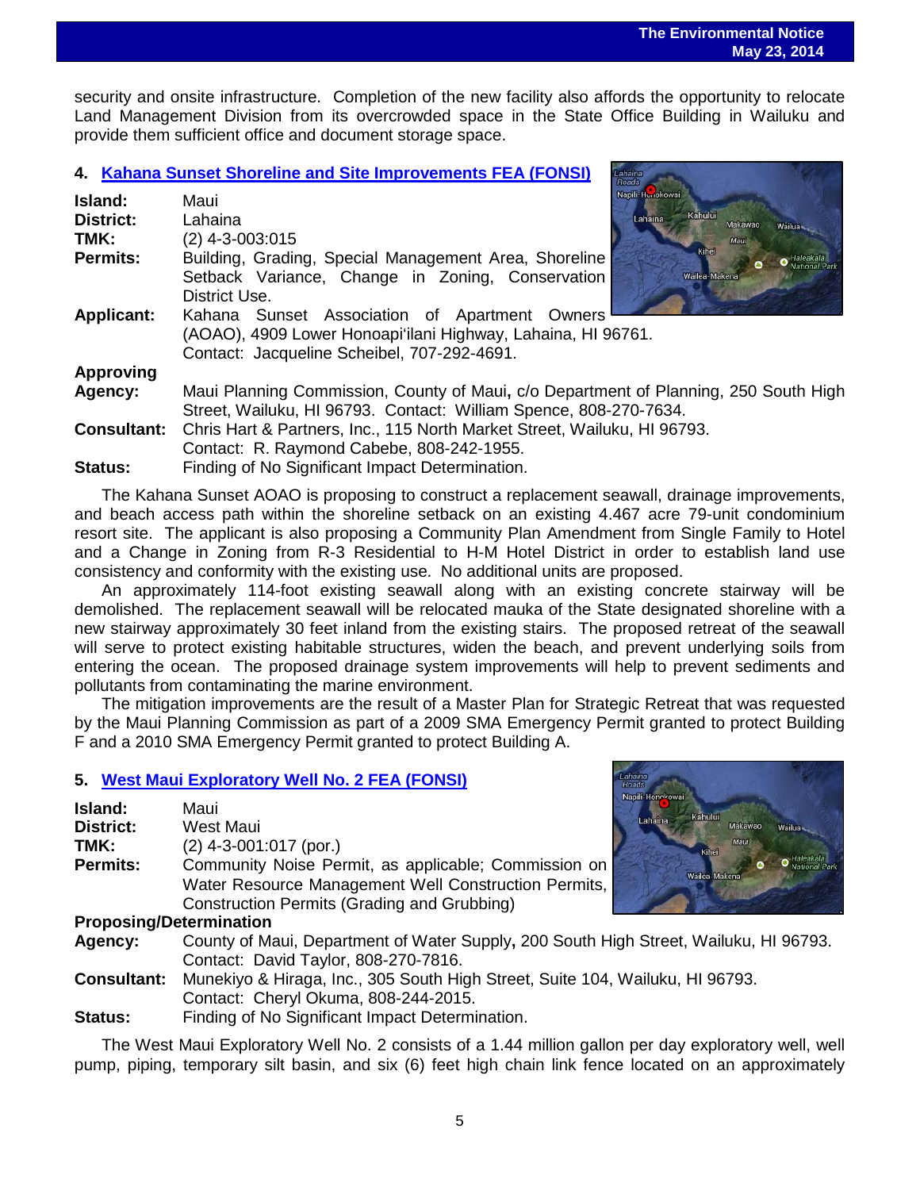security and onsite infrastructure. Completion of the new facility also affords the opportunity to relocate Land Management Division from its overcrowded space in the State Office Building in Wailuku and provide them sufficient office and document storage space.

## 4. Kahana Sunset Shoreline and Site Improvements FEA (FONSI)

**Island:** Maui
**District:** Lahaina
**TMK:** (2) 4-3-003:015
**Permits:** Building, Grading, Special Management Area, Shoreline Setback Variance, Change in Zoning, Conservation District Use.
**Applicant:** Kahana Sunset Association of Apartment Owners (AOAO), 4909 Lower Honoapi'ilani Highway, Lahaina, HI 96761. Contact: Jacqueline Scheibel, 707-292-4691.
**Approving Agency:** Maui Planning Commission, County of Maui, c/o Department of Planning, 250 South High Street, Wailuku, HI 96793. Contact: William Spence, 808-270-7634.
**Consultant:** Chris Hart & Partners, Inc., 115 North Market Street, Wailuku, HI 96793. Contact: R. Raymond Cabebe, 808-242-1955.
**Status:** Finding of No Significant Impact Determination.

The Kahana Sunset AOAO is proposing to construct a replacement seawall, drainage improvements, and beach access path within the shoreline setback on an existing 4.467 acre 79-unit condominium resort site. The applicant is also proposing a Community Plan Amendment from Single Family to Hotel and a Change in Zoning from R-3 Residential to H-M Hotel District in order to establish land use consistency and conformity with the existing use. No additional units are proposed.

An approximately 114-foot existing seawall along with an existing concrete stairway will be demolished. The replacement seawall will be relocated mauka of the State designated shoreline with a new stairway approximately 30 feet inland from the existing stairs. The proposed retreat of the seawall will serve to protect existing habitable structures, widen the beach, and prevent underlying soils from entering the ocean. The proposed drainage system improvements will help to prevent sediments and pollutants from contaminating the marine environment.

The mitigation improvements are the result of a Master Plan for Strategic Retreat that was requested by the Maui Planning Commission as part of a 2009 SMA Emergency Permit granted to protect Building F and a 2010 SMA Emergency Permit granted to protect Building A.

## 5. West Maui Exploratory Well No. 2 FEA (FONSI)

**Island:** Maui
**District:** West Maui
**TMK:** (2) 4-3-001:017 (por.)
**Permits:** Community Noise Permit, as applicable; Commission on Water Resource Management Well Construction Permits, Construction Permits (Grading and Grubbing)
**Proposing/Determination Agency:** County of Maui, Department of Water Supply, 200 South High Street, Wailuku, HI 96793. Contact: David Taylor, 808-270-7816.
**Consultant:** Munekiyo & Hiraga, Inc., 305 South High Street, Suite 104, Wailuku, HI 96793. Contact: Cheryl Okuma, 808-244-2015.
**Status:** Finding of No Significant Impact Determination.

The West Maui Exploratory Well No. 2 consists of a 1.44 million gallon per day exploratory well, well pump, piping, temporary silt basin, and six (6) feet high chain link fence located on an approximately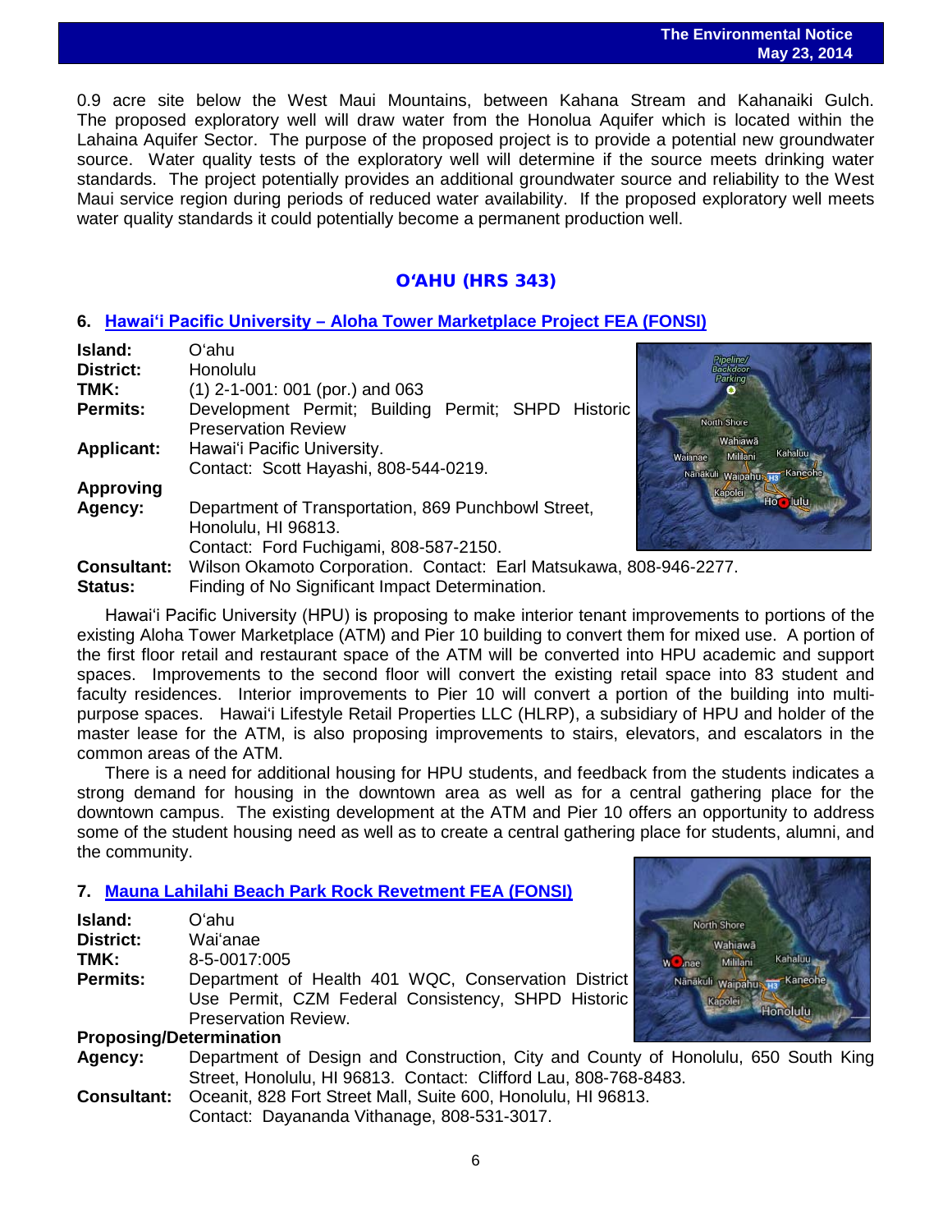0.9 acre site below the West Maui Mountains, between Kahana Stream and Kahanaiki Gulch. The proposed exploratory well will draw water from the Honolua Aquifer which is located within the Lahaina Aquifer Sector. The purpose of the proposed project is to provide a potential new groundwater source. Water quality tests of the exploratory well will determine if the source meets drinking water standards. The project potentially provides an additional groundwater source and reliability to the West Maui service region during periods of reduced water availability. If the proposed exploratory well meets water quality standards it could potentially become a permanent production well.

## OʻAHU (HRS 343)

### 6. Hawaiʻi Pacific University – Aloha Tower Marketplace Project FEA (FONSI)

**Island:** Oʻahu
**District:** Honolulu
**TMK:** (1) 2-1-001: 001 (por.) and 063
**Permits:** Development Permit; Building Permit; SHPD Historic Preservation Review
**Applicant:** Hawaiʻi Pacific University. Contact: Scott Hayashi, 808-544-0219.
**Approving Agency:** Department of Transportation, 869 Punchbowl Street, Honolulu, HI 96813. Contact: Ford Fuchigami, 808-587-2150.
**Consultant:** Wilson Okamoto Corporation. Contact: Earl Matsukawa, 808-946-2277.
**Status:** Finding of No Significant Impact Determination.

Hawaiʻi Pacific University (HPU) is proposing to make interior tenant improvements to portions of the existing Aloha Tower Marketplace (ATM) and Pier 10 building to convert them for mixed use. A portion of the first floor retail and restaurant space of the ATM will be converted into HPU academic and support spaces. Improvements to the second floor will convert the existing retail space into 83 student and faculty residences. Interior improvements to Pier 10 will convert a portion of the building into multi-purpose spaces. Hawaiʻi Lifestyle Retail Properties LLC (HLRP), a subsidiary of HPU and holder of the master lease for the ATM, is also proposing improvements to stairs, elevators, and escalators in the common areas of the ATM.

There is a need for additional housing for HPU students, and feedback from the students indicates a strong demand for housing in the downtown area as well as for a central gathering place for the downtown campus. The existing development at the ATM and Pier 10 offers an opportunity to address some of the student housing need as well as to create a central gathering place for students, alumni, and the community.

### 7. Mauna Lahilahi Beach Park Rock Revetment FEA (FONSI)

**Island:** Oʻahu
**District:** Waiʻanae
**TMK:** 8-5-0017:005
**Permits:** Department of Health 401 WQC, Conservation District Use Permit, CZM Federal Consistency, SHPD Historic Preservation Review.
**Proposing/Determination Agency:** Department of Design and Construction, City and County of Honolulu, 650 South King Street, Honolulu, HI 96813. Contact: Clifford Lau, 808-768-8483.
**Consultant:** Oceanit, 828 Fort Street Mall, Suite 600, Honolulu, HI 96813. Contact: Dayananda Vithanage, 808-531-3017.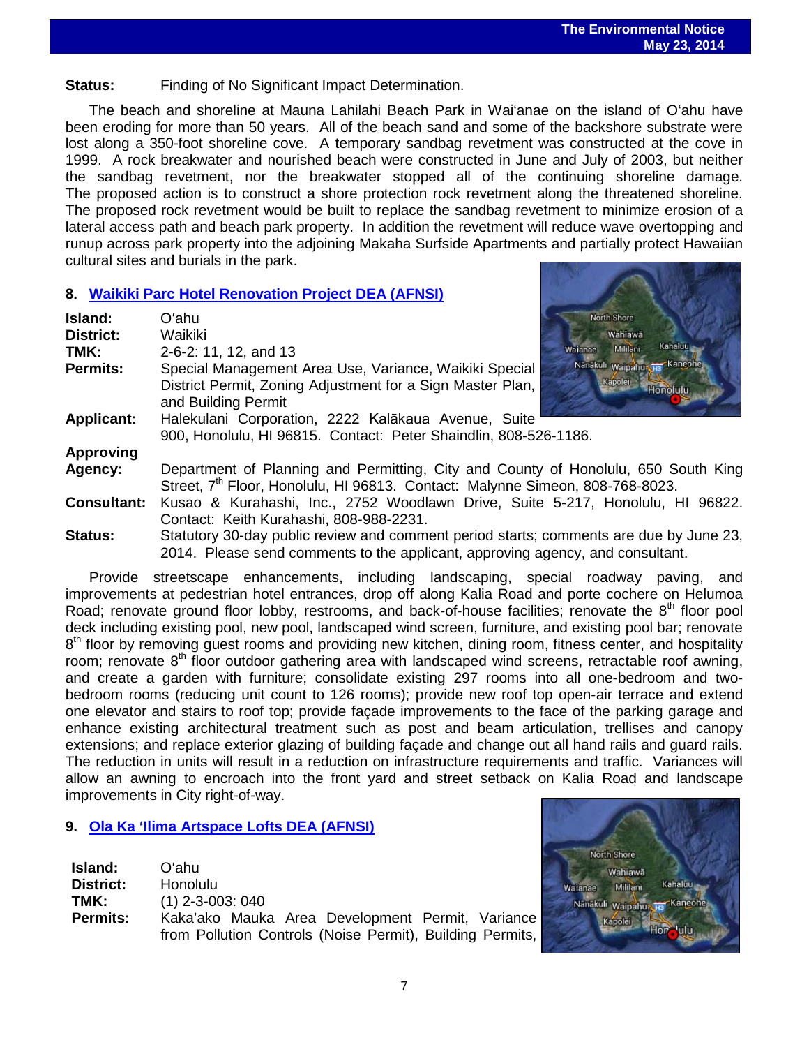**Status:** Finding of No Significant Impact Determination.

The beach and shoreline at Mauna Lahilahi Beach Park in Waiʻanae on the island of Oʻahu have been eroding for more than 50 years. All of the beach sand and some of the backshore substrate were lost along a 350-foot shoreline cove. A temporary sandbag revetment was constructed at the cove in 1999. A rock breakwater and nourished beach were constructed in June and July of 2003, but neither the sandbag revetment, nor the breakwater stopped all of the continuing shoreline damage. The proposed action is to construct a shore protection rock revetment along the threatened shoreline. The proposed rock revetment would be built to replace the sandbag revetment to minimize erosion of a lateral access path and beach park property. In addition the revetment will reduce wave overtopping and runup across park property into the adjoining Makaha Surfside Apartments and partially protect Hawaiian cultural sites and burials in the park.

## 8. Waikiki Parc Hotel Renovation Project DEA (AFNSI)

**Island:** Oʻahu
**District:** Waikiki
**TMK:** 2-6-2: 11, 12, and 13
**Permits:** Special Management Area Use, Variance, Waikiki Special District Permit, Zoning Adjustment for a Sign Master Plan, and Building Permit
**Applicant:** Halekulani Corporation, 2222 Kalākaua Avenue, Suite 900, Honolulu, HI 96815. Contact: Peter Shaindlin, 808-526-1186.
**Approving Agency:** Department of Planning and Permitting, City and County of Honolulu, 650 South King Street, 7th Floor, Honolulu, HI 96813. Contact: Malynne Simeon, 808-768-8023.
**Consultant:** Kusao & Kurahashi, Inc., 2752 Woodlawn Drive, Suite 5-217, Honolulu, HI 96822. Contact: Keith Kurahashi, 808-988-2231.
**Status:** Statutory 30-day public review and comment period starts; comments are due by June 23, 2014. Please send comments to the applicant, approving agency, and consultant.

Provide streetscape enhancements, including landscaping, special roadway paving, and improvements at pedestrian hotel entrances, drop off along Kalia Road and porte cochere on Helumoa Road; renovate ground floor lobby, restrooms, and back-of-house facilities; renovate the 8th floor pool deck including existing pool, new pool, landscaped wind screen, furniture, and existing pool bar; renovate 8th floor by removing guest rooms and providing new kitchen, dining room, fitness center, and hospitality room; renovate 8th floor outdoor gathering area with landscaped wind screens, retractable roof awning, and create a garden with furniture; consolidate existing 297 rooms into all one-bedroom and two-bedroom rooms (reducing unit count to 126 rooms); provide new roof top open-air terrace and extend one elevator and stairs to roof top; provide façade improvements to the face of the parking garage and enhance existing architectural treatment such as post and beam articulation, trellises and canopy extensions; and replace exterior glazing of building façade and change out all hand rails and guard rails. The reduction in units will result in a reduction on infrastructure requirements and traffic. Variances will allow an awning to encroach into the front yard and street setback on Kalia Road and landscape improvements in City right-of-way.

## 9. Ola Ka ʻIlima Artspace Lofts DEA (AFNSI)

**Island:** Oʻahu
**District:** Honolulu
**TMK:** (1) 2-3-003: 040
**Permits:** Kaka'ako Mauka Area Development Permit, Variance from Pollution Controls (Noise Permit), Building Permits,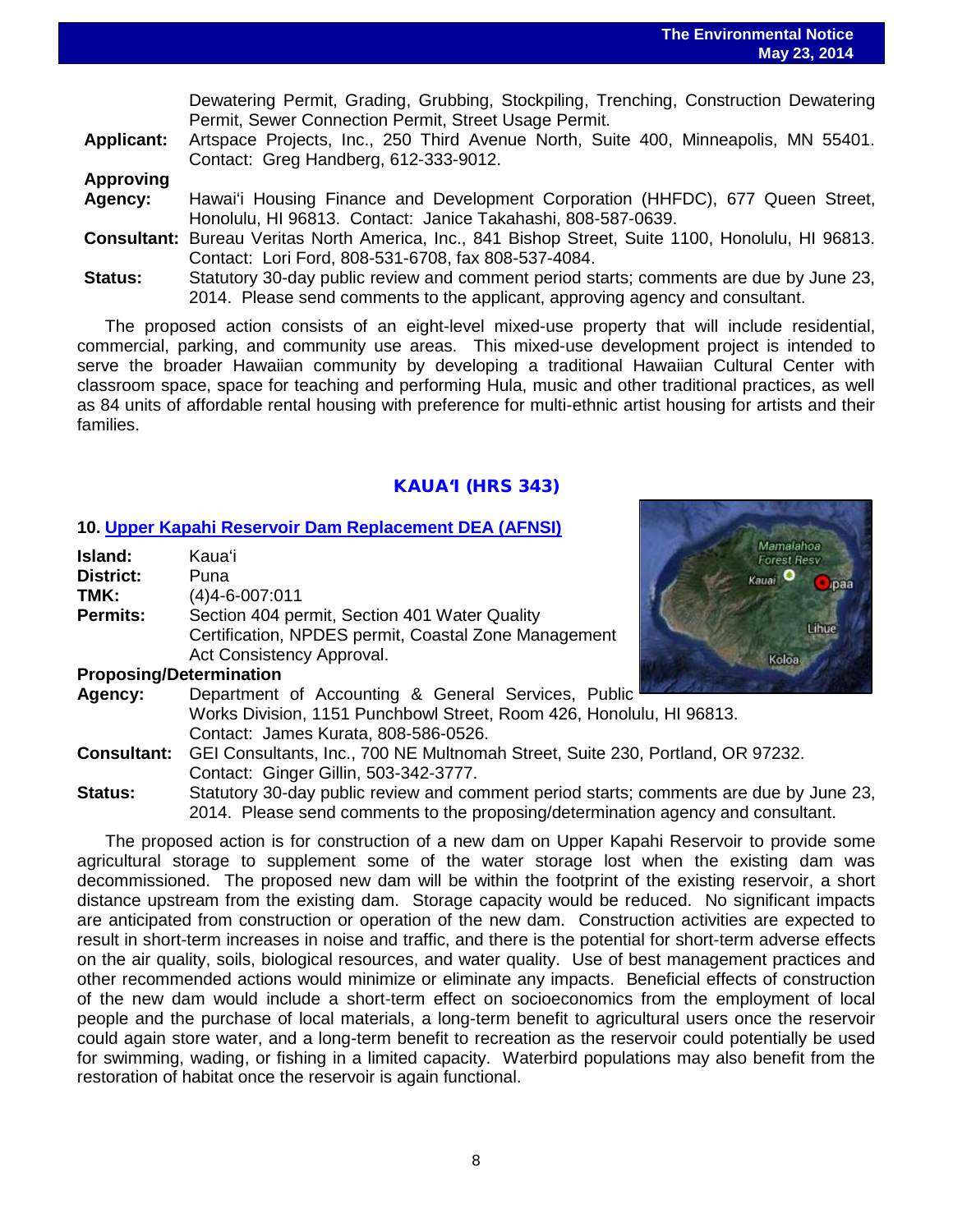Dewatering Permit, Grading, Grubbing, Stockpiling, Trenching, Construction Dewatering Permit, Sewer Connection Permit, Street Usage Permit.

**Applicant:** Artspace Projects, Inc., 250 Third Avenue North, Suite 400, Minneapolis, MN 55401. Contact: Greg Handberg, 612-333-9012.

**Approving Agency:** Hawai'i Housing Finance and Development Corporation (HHFDC), 677 Queen Street, Honolulu, HI 96813. Contact: Janice Takahashi, 808-587-0639.

**Consultant:** Bureau Veritas North America, Inc., 841 Bishop Street, Suite 1100, Honolulu, HI 96813. Contact: Lori Ford, 808-531-6708, fax 808-537-4084.

**Status:** Statutory 30-day public review and comment period starts; comments are due by June 23, 2014. Please send comments to the applicant, approving agency and consultant.

The proposed action consists of an eight-level mixed-use property that will include residential, commercial, parking, and community use areas. This mixed-use development project is intended to serve the broader Hawaiian community by developing a traditional Hawaiian Cultural Center with classroom space, space for teaching and performing Hula, music and other traditional practices, as well as 84 units of affordable rental housing with preference for multi-ethnic artist housing for artists and their families.

## KAUA'I (HRS 343)

### 10. Upper Kapahi Reservoir Dam Replacement DEA (AFNSI)

**Island:** Kaua'i

**District:** Puna

**TMK:** (4)4-6-007:011

**Permits:** Section 404 permit, Section 401 Water Quality Certification, NPDES permit, Coastal Zone Management Act Consistency Approval.

**Proposing/Determination Agency:** Department of Accounting & General Services, Public Works Division, 1151 Punchbowl Street, Room 426, Honolulu, HI 96813. Contact: James Kurata, 808-586-0526.

**Consultant:** GEI Consultants, Inc., 700 NE Multnomah Street, Suite 230, Portland, OR 97232. Contact: Ginger Gillin, 503-342-3777.

**Status:** Statutory 30-day public review and comment period starts; comments are due by June 23, 2014. Please send comments to the proposing/determination agency and consultant.

The proposed action is for construction of a new dam on Upper Kapahi Reservoir to provide some agricultural storage to supplement some of the water storage lost when the existing dam was decommissioned. The proposed new dam will be within the footprint of the existing reservoir, a short distance upstream from the existing dam. Storage capacity would be reduced. No significant impacts are anticipated from construction or operation of the new dam. Construction activities are expected to result in short-term increases in noise and traffic, and there is the potential for short-term adverse effects on the air quality, soils, biological resources, and water quality. Use of best management practices and other recommended actions would minimize or eliminate any impacts. Beneficial effects of construction of the new dam would include a short-term effect on socioeconomics from the employment of local people and the purchase of local materials, a long-term benefit to agricultural users once the reservoir could again store water, and a long-term benefit to recreation as the reservoir could potentially be used for swimming, wading, or fishing in a limited capacity. Waterbird populations may also benefit from the restoration of habitat once the reservoir is again functional.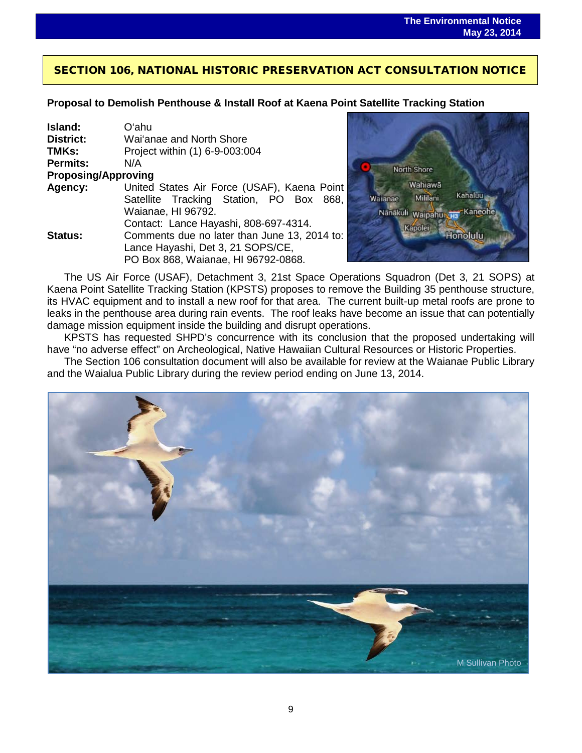## SECTION 106, NATIONAL HISTORIC PRESERVATION ACT CONSULTATION NOTICE

### Proposal to Demolish Penthouse & Install Roof at Kaena Point Satellite Tracking Station

**Island:** O'ahu
**District:** Wai'anae and North Shore
**TMKs:** Project within (1) 6-9-003:004
**Permits:** N/A
**Proposing/Approving Agency:** United States Air Force (USAF), Kaena Point Satellite Tracking Station, PO Box 868, Waianae, HI 96792.
Contact: Lance Hayashi, 808-697-4314.
**Status:** Comments due no later than June 13, 2014 to: Lance Hayashi, Det 3, 21 SOPS/CE, PO Box 868, Waianae, HI 96792-0868.

The US Air Force (USAF), Detachment 3, 21st Space Operations Squadron (Det 3, 21 SOPS) at Kaena Point Satellite Tracking Station (KPSTS) proposes to remove the Building 35 penthouse structure, its HVAC equipment and to install a new roof for that area. The current built-up metal roofs are prone to leaks in the penthouse area during rain events. The roof leaks have become an issue that can potentially damage mission equipment inside the building and disrupt operations.

KPSTS has requested SHPD's concurrence with its conclusion that the proposed undertaking will have "no adverse effect" on Archeological, Native Hawaiian Cultural Resources or Historic Properties.

The Section 106 consultation document will also be available for review at the Waianae Public Library and the Waialua Public Library during the review period ending on June 13, 2014.

M Sullivan Photo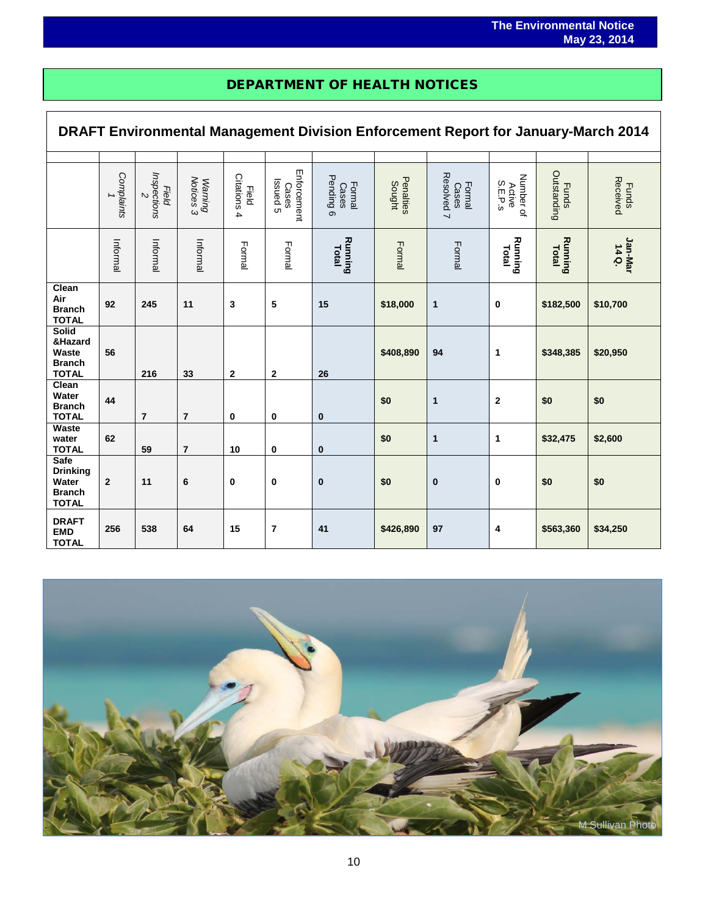## DEPARTMENT OF HEALTH NOTICES

### DRAFT Environmental Management Division Enforcement Report for January-March 2014

| | *Complaints 1* | *Field Inspections 2* | *Warning Notices 3* | Field Citations 4 | Enforcement Cases Issued 5 | Formal Cases Pending 6 | Penalties Sought | Formal Cases Resolved 7 | Number of Active S.E.P.s | Funds Outstanding | Funds Received |
|---|---|---|---|---|---|---|---|---|---|---|---|
| | Informal | Informal | Informal | Formal | Formal | **Running Total** | Formal | Formal | **Running Total** | **Running Total** | **Jan-Mar 14 Q.** |
| **Clean Air Branch TOTAL** | **92** | **245** | **11** | **3** | **5** | **15** | **$18,000** | **1** | **0** | **$182,500** | **$10,700** |
| **Solid &Hazard Waste Branch TOTAL** | **56** | **216** | **33** | **2** | **2** | **26** | **$408,890** | **94** | **1** | **$348,385** | **$20,950** |
| **Clean Water Branch TOTAL** | **44** | **7** | **7** | **0** | **0** | **0** | **$0** | **1** | **2** | **$0** | **$0** |
| **Waste water TOTAL** | **62** | **59** | **7** | **10** | **0** | **0** | **$0** | **1** | **1** | **$32,475** | **$2,600** |
| **Safe Drinking Water Branch TOTAL** | **2** | **11** | **6** | **0** | **0** | **0** | **$0** | **0** | **0** | **$0** | **$0** |
| **DRAFT EMD TOTAL** | **256** | **538** | **64** | **15** | **7** | **41** | **$426,890** | **97** | **4** | **$563,360** | **$34,250** |

M Sullivan Photo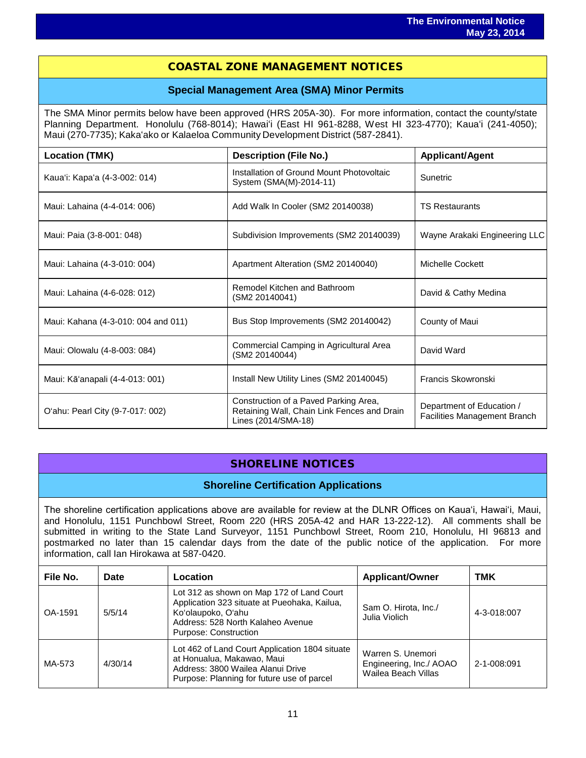# COASTAL ZONE MANAGEMENT NOTICES

## Special Management Area (SMA) Minor Permits

The SMA Minor permits below have been approved (HRS 205A-30). For more information, contact the county/state Planning Department. Honolulu (768-8014); Hawai'i (East HI 961-8288, West HI 323-4770); Kaua'i (241-4050); Maui (270-7735); Kaka'ako or Kalaeloa Community Development District (587-2841).

| Location (TMK) | Description (File No.) | Applicant/Agent |
|---|---|---|
| Kaua'i: Kapa'a (4-3-002: 014) | Installation of Ground Mount Photovoltaic System (SMA(M)-2014-11) | Sunetric |
| Maui: Lahaina (4-4-014: 006) | Add Walk In Cooler (SM2 20140038) | TS Restaurants |
| Maui: Paia (3-8-001: 048) | Subdivision Improvements (SM2 20140039) | Wayne Arakaki Engineering LLC |
| Maui: Lahaina (4-3-010: 004) | Apartment Alteration (SM2 20140040) | Michelle Cockett |
| Maui: Lahaina (4-6-028: 012) | Remodel Kitchen and Bathroom (SM2 20140041) | David & Cathy Medina |
| Maui: Kahana (4-3-010: 004 and 011) | Bus Stop Improvements (SM2 20140042) | County of Maui |
| Maui: Olowalu (4-8-003: 084) | Commercial Camping in Agricultural Area (SM2 20140044) | David Ward |
| Maui: Kāʻanapali (4-4-013: 001) | Install New Utility Lines (SM2 20140045) | Francis Skowronski |
| O'ahu: Pearl City (9-7-017: 002) | Construction of a Paved Parking Area, Retaining Wall, Chain Link Fences and Drain Lines (2014/SMA-18) | Department of Education / Facilities Management Branch |

# SHORELINE NOTICES

## Shoreline Certification Applications

The shoreline certification applications above are available for review at the DLNR Offices on Kaua'i, Hawai'i, Maui, and Honolulu, 1151 Punchbowl Street, Room 220 (HRS 205A-42 and HAR 13-222-12). All comments shall be submitted in writing to the State Land Surveyor, 1151 Punchbowl Street, Room 210, Honolulu, HI 96813 and postmarked no later than 15 calendar days from the date of the public notice of the application. For more information, call Ian Hirokawa at 587-0420.

| File No. | Date | Location | Applicant/Owner | TMK |
|---|---|---|---|---|
| OA-1591 | 5/5/14 | Lot 312 as shown on Map 172 of Land Court Application 323 situate at Pueohaka, Kailua, Ko'olaupoko, O'ahu<br>Address: 528 North Kalaheo Avenue<br>Purpose: Construction | Sam O. Hirota, Inc./ Julia Violich | 4-3-018:007 |
| MA-573 | 4/30/14 | Lot 462 of Land Court Application 1804 situate at Honualua, Makawao, Maui<br>Address: 3800 Wailea Alanui Drive<br>Purpose: Planning for future use of parcel | Warren S. Unemori Engineering, Inc./ AOAO Wailea Beach Villas | 2-1-008:091 |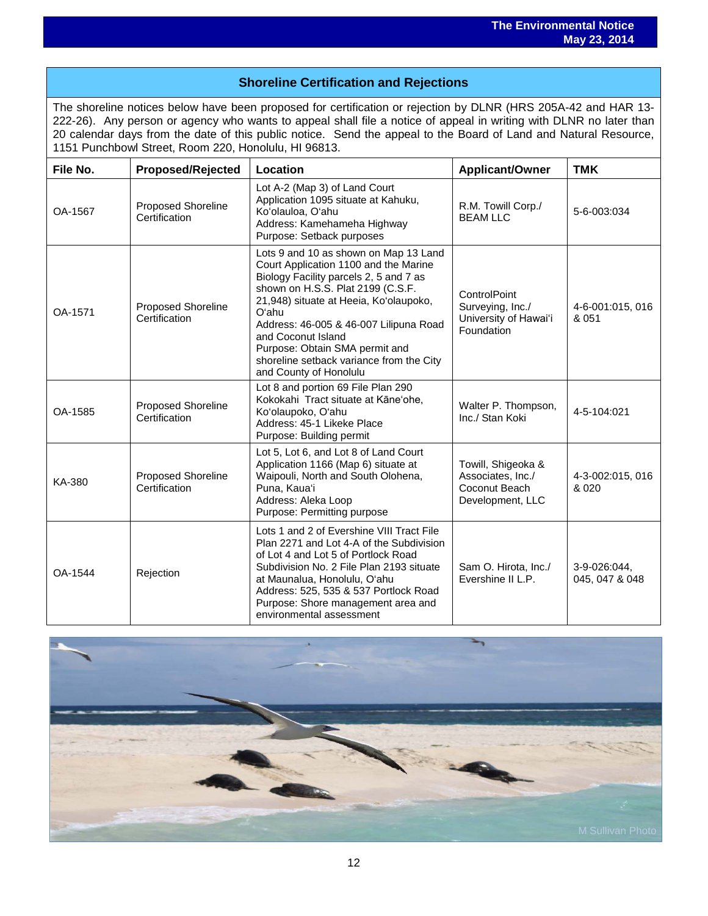## Shoreline Certification and Rejections

The shoreline notices below have been proposed for certification or rejection by DLNR (HRS 205A-42 and HAR 13-222-26). Any person or agency who wants to appeal shall file a notice of appeal in writing with DLNR no later than 20 calendar days from the date of this public notice. Send the appeal to the Board of Land and Natural Resource, 1151 Punchbowl Street, Room 220, Honolulu, HI 96813.

| File No. | Proposed/Rejected | Location | Applicant/Owner | TMK |
|---|---|---|---|---|
| OA-1567 | Proposed Shoreline Certification | Lot A-2 (Map 3) of Land Court Application 1095 situate at Kahuku, Ko'olauloa, O'ahu<br>Address: Kamehameha Highway<br>Purpose: Setback purposes | R.M. Towill Corp./ BEAM LLC | 5-6-003:034 |
| OA-1571 | Proposed Shoreline Certification | Lots 9 and 10 as shown on Map 13 Land Court Application 1100 and the Marine Biology Facility parcels 2, 5 and 7 as shown on H.S.S. Plat 2199 (C.S.F. 21,948) situate at Heeia, Ko'olaupoko, O'ahu<br>Address: 46-005 & 46-007 Lilipuna Road and Coconut Island<br>Purpose: Obtain SMA permit and shoreline setback variance from the City and County of Honolulu | ControlPoint Surveying, Inc./ University of Hawai'i Foundation | 4-6-001:015, 016 & 051 |
| OA-1585 | Proposed Shoreline Certification | Lot 8 and portion 69 File Plan 290 Kokokahi Tract situate at Kāne'ohe, Ko'olaupoko, O'ahu<br>Address: 45-1 Likeke Place<br>Purpose: Building permit | Walter P. Thompson, Inc./ Stan Koki | 4-5-104:021 |
| KA-380 | Proposed Shoreline Certification | Lot 5, Lot 6, and Lot 8 of Land Court Application 1166 (Map 6) situate at Waipouli, North and South Olohena, Puna, Kaua'i<br>Address: Aleka Loop<br>Purpose: Permitting purpose | Towill, Shigeoka & Associates, Inc./ Coconut Beach Development, LLC | 4-3-002:015, 016 & 020 |
| OA-1544 | Rejection | Lots 1 and 2 of Evershine VIII Tract File Plan 2271 and Lot 4-A of the Subdivision of Lot 4 and Lot 5 of Portlock Road Subdivision No. 2 File Plan 2193 situate at Maunalua, Honolulu, O'ahu<br>Address: 525, 535 & 537 Portlock Road<br>Purpose: Shore management area and environmental assessment | Sam O. Hirota, Inc./ Evershine II L.P. | 3-9-026:044, 045, 047 & 048 |

M Sullivan Photo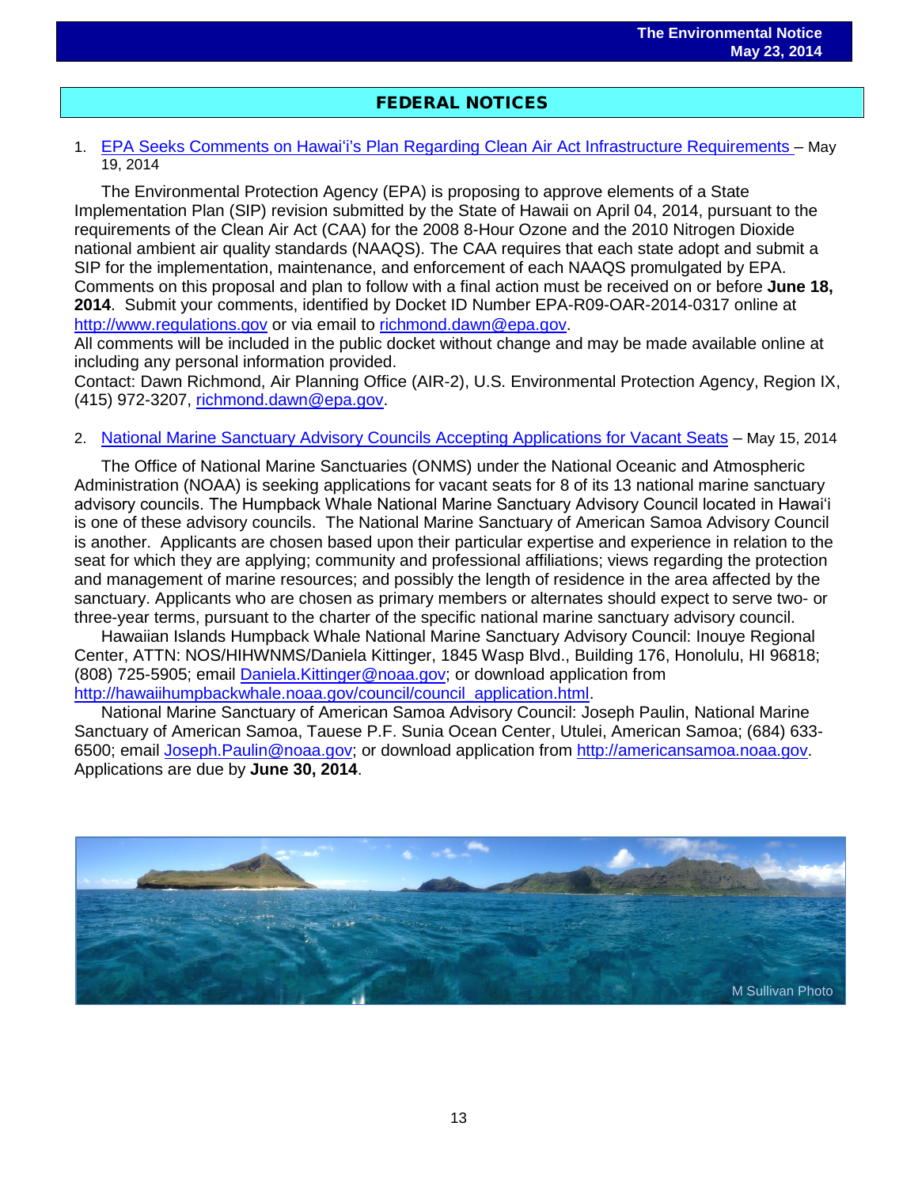## FEDERAL NOTICES

1. EPA Seeks Comments on Hawai'i's Plan Regarding Clean Air Act Infrastructure Requirements – May 19, 2014

The Environmental Protection Agency (EPA) is proposing to approve elements of a State Implementation Plan (SIP) revision submitted by the State of Hawaii on April 04, 2014, pursuant to the requirements of the Clean Air Act (CAA) for the 2008 8-Hour Ozone and the 2010 Nitrogen Dioxide national ambient air quality standards (NAAQS). The CAA requires that each state adopt and submit a SIP for the implementation, maintenance, and enforcement of each NAAQS promulgated by EPA. Comments on this proposal and plan to follow with a final action must be received on or before **June 18, 2014**. Submit your comments, identified by Docket ID Number EPA-R09-OAR-2014-0317 online at http://www.regulations.gov or via email to richmond.dawn@epa.gov.
All comments will be included in the public docket without change and may be made available online at including any personal information provided.
Contact: Dawn Richmond, Air Planning Office (AIR-2), U.S. Environmental Protection Agency, Region IX, (415) 972-3207, richmond.dawn@epa.gov.

2. National Marine Sanctuary Advisory Councils Accepting Applications for Vacant Seats – May 15, 2014

The Office of National Marine Sanctuaries (ONMS) under the National Oceanic and Atmospheric Administration (NOAA) is seeking applications for vacant seats for 8 of its 13 national marine sanctuary advisory councils. The Humpback Whale National Marine Sanctuary Advisory Council located in Hawai'i is one of these advisory councils. The National Marine Sanctuary of American Samoa Advisory Council is another. Applicants are chosen based upon their particular expertise and experience in relation to the seat for which they are applying; community and professional affiliations; views regarding the protection and management of marine resources; and possibly the length of residence in the area affected by the sanctuary. Applicants who are chosen as primary members or alternates should expect to serve two- or three-year terms, pursuant to the charter of the specific national marine sanctuary advisory council.

Hawaiian Islands Humpback Whale National Marine Sanctuary Advisory Council: Inouye Regional Center, ATTN: NOS/HIHWNMS/Daniela Kittinger, 1845 Wasp Blvd., Building 176, Honolulu, HI 96818; (808) 725-5905; email Daniela.Kittinger@noaa.gov; or download application from http://hawaiihumpbackwhale.noaa.gov/council/council_application.html.

National Marine Sanctuary of American Samoa Advisory Council: Joseph Paulin, National Marine Sanctuary of American Samoa, Tauese P.F. Sunia Ocean Center, Utulei, American Samoa; (684) 633-6500; email Joseph.Paulin@noaa.gov; or download application from http://americansamoa.noaa.gov. Applications are due by **June 30, 2014**.

M Sullivan Photo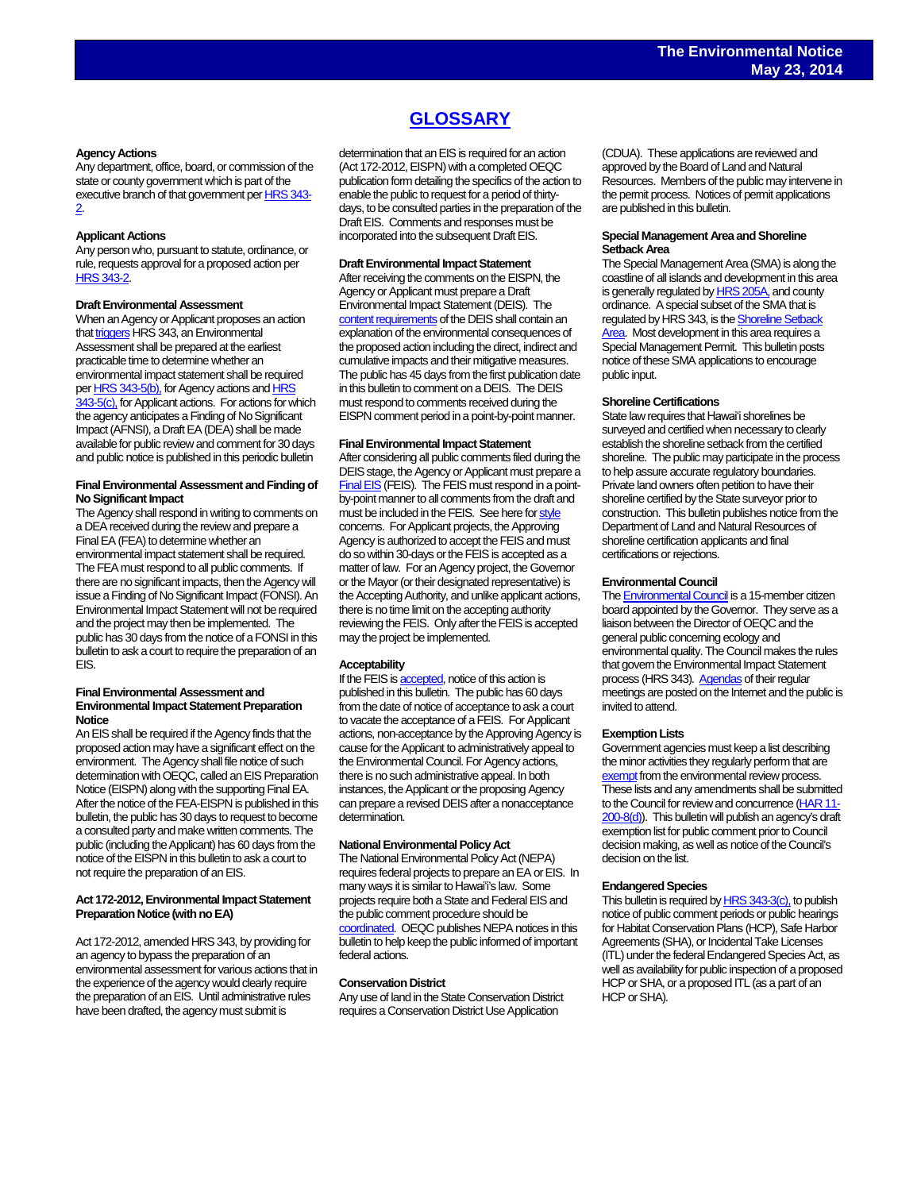# GLOSSARY

### Agency Actions

Any department, office, board, or commission of the state or county government which is part of the executive branch of that government per HRS 343-2.

### Applicant Actions

Any person who, pursuant to statute, ordinance, or rule, requests approval for a proposed action per HRS 343-2.

### Draft Environmental Assessment

When an Agency or Applicant proposes an action that triggers HRS 343, an Environmental Assessment shall be prepared at the earliest practicable time to determine whether an environmental impact statement shall be required per HRS 343-5(b), for Agency actions and HRS 343-5(c), for Applicant actions. For actions for which the agency anticipates a Finding of No Significant Impact (AFNSI), a Draft EA (DEA) shall be made available for public review and comment for 30 days and public notice is published in this periodic bulletin

### Final Environmental Assessment and Finding of No Significant Impact

The Agency shall respond in writing to comments on a DEA received during the review and prepare a Final EA (FEA) to determine whether an environmental impact statement shall be required. The FEA must respond to all public comments. If there are no significant impacts, then the Agency will issue a Finding of No Significant Impact (FONSI). An Environmental Impact Statement will not be required and the project may then be implemented. The public has 30 days from the notice of a FONSI in this bulletin to ask a court to require the preparation of an EIS.

### Final Environmental Assessment and Environmental Impact Statement Preparation Notice

An EIS shall be required if the Agency finds that the proposed action may have a significant effect on the environment. The Agency shall file notice of such determination with OEQC, called an EIS Preparation Notice (EISPN) along with the supporting Final EA. After the notice of the FEA-EISPN is published in this bulletin, the public has 30 days to request to become a consulted party and make written comments. The public (including the Applicant) has 60 days from the notice of the EISPN in this bulletin to ask a court to not require the preparation of an EIS.

### Act 172-2012, Environmental Impact Statement Preparation Notice (with no EA)

Act 172-2012, amended HRS 343, by providing for an agency to bypass the preparation of an environmental assessment for various actions that in the experience of the agency would clearly require the preparation of an EIS. Until administrative rules have been drafted, the agency must submit is determination that an EIS is required for an action (Act 172-2012, EISPN) with a completed OEQC publication form detailing the specifics of the action to enable the public to request for a period of thirty-days, to be consulted parties in the preparation of the Draft EIS. Comments and responses must be incorporated into the subsequent Draft EIS.

### Draft Environmental Impact Statement

After receiving the comments on the EISPN, the Agency or Applicant must prepare a Draft Environmental Impact Statement (DEIS). The content requirements of the DEIS shall contain an explanation of the environmental consequences of the proposed action including the direct, indirect and cumulative impacts and their mitigative measures. The public has 45 days from the first publication date in this bulletin to comment on a DEIS. The DEIS must respond to comments received during the EISPN comment period in a point-by-point manner.

### Final Environmental Impact Statement

After considering all public comments filed during the DEIS stage, the Agency or Applicant must prepare a Final EIS (FEIS). The FEIS must respond in a point-by-point manner to all comments from the draft and must be included in the FEIS. See here for style concerns. For Applicant projects, the Approving Agency is authorized to accept the FEIS and must do so within 30-days or the FEIS is accepted as a matter of law. For an Agency project, the Governor or the Mayor (or their designated representative) is the Accepting Authority, and unlike applicant actions, there is no time limit on the accepting authority reviewing the FEIS. Only after the FEIS is accepted may the project be implemented.

### Acceptability

If the FEIS is accepted, notice of this action is published in this bulletin. The public has 60 days from the date of notice of acceptance to ask a court to vacate the acceptance of a FEIS. For Applicant actions, non-acceptance by the Approving Agency is cause for the Applicant to administratively appeal to the Environmental Council. For Agency actions, there is no such administrative appeal. In both instances, the Applicant or the proposing Agency can prepare a revised DEIS after a nonacceptance determination.

### National Environmental Policy Act

The National Environmental Policy Act (NEPA) requires federal projects to prepare an EA or EIS. In many ways it is similar to Hawai'i's law. Some projects require both a State and Federal EIS and the public comment procedure should be coordinated. OEQC publishes NEPA notices in this bulletin to help keep the public informed of important federal actions.

### Conservation District

Any use of land in the State Conservation District requires a Conservation District Use Application (CDUA). These applications are reviewed and approved by the Board of Land and Natural Resources. Members of the public may intervene in the permit process. Notices of permit applications are published in this bulletin.

### Special Management Area and Shoreline Setback Area

The Special Management Area (SMA) is along the coastline of all islands and development in this area is generally regulated by HRS 205A, and county ordinance. A special subset of the SMA that is regulated by HRS 343, is the Shoreline Setback Area. Most development in this area requires a Special Management Permit. This bulletin posts notice of these SMA applications to encourage public input.

### Shoreline Certifications

State law requires that Hawai'i shorelines be surveyed and certified when necessary to clearly establish the shoreline setback from the certified shoreline. The public may participate in the process to help assure accurate regulatory boundaries. Private land owners often petition to have their shoreline certified by the State surveyor prior to construction. This bulletin publishes notice from the Department of Land and Natural Resources of shoreline certification applicants and final certifications or rejections.

### Environmental Council

The Environmental Council is a 15-member citizen board appointed by the Governor. They serve as a liaison between the Director of OEQC and the general public concerning ecology and environmental quality. The Council makes the rules that govern the Environmental Impact Statement process (HRS 343). Agendas of their regular meetings are posted on the Internet and the public is invited to attend.

### Exemption Lists

Government agencies must keep a list describing the minor activities they regularly perform that are exempt from the environmental review process. These lists and any amendments shall be submitted to the Council for review and concurrence (HAR 11-200-8(d)). This bulletin will publish an agency's draft exemption list for public comment prior to Council decision making, as well as notice of the Council's decision on the list.

### Endangered Species

This bulletin is required by HRS 343-3(c), to publish notice of public comment periods or public hearings for Habitat Conservation Plans (HCP), Safe Harbor Agreements (SHA), or Incidental Take Licenses (ITL) under the federal Endangered Species Act, as well as availability for public inspection of a proposed HCP or SHA, or a proposed ITL (as a part of an HCP or SHA).